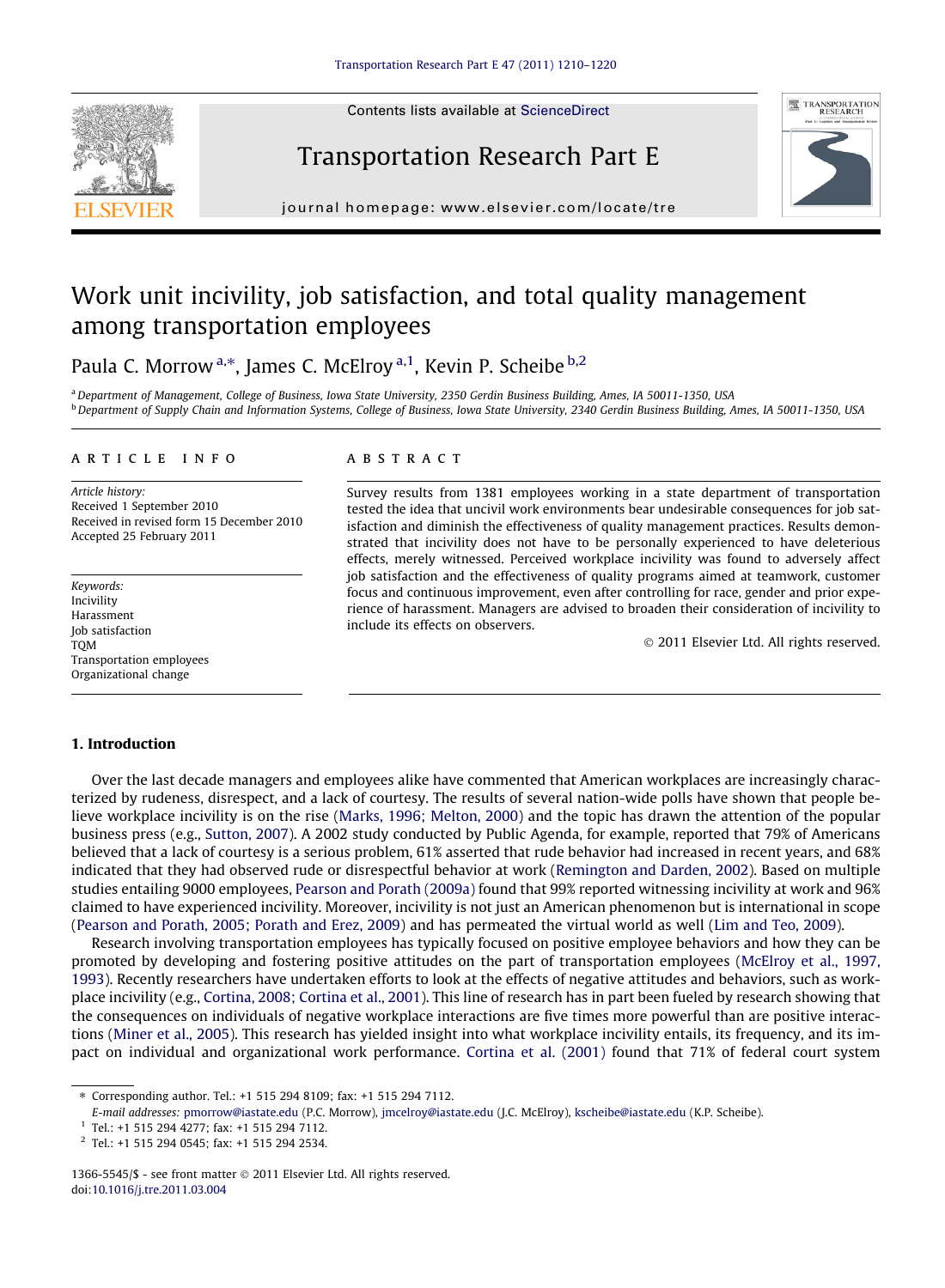# Work unit incivility, job satisfaction, and total quality management among transportation employees

Paula C. Morrow [a,*], James C. McElroy [a,1], Kevin P. Scheibe [b,2]

[a] Department of Management, College of Business, Iowa State University, 2350 Gerdin Business Building, Ames, IA 50011-1350, USA
[b] Department of Supply Chain and Information Systems, College of Business, Iowa State University, 2340 Gerdin Business Building, Ames, IA 50011-1350, USA

## ARTICLE INFO

*Article history:*
Received 1 September 2010
Received in revised form 15 December 2010
Accepted 25 February 2011

*Keywords:*
Incivility
Harassment
Job satisfaction
TQM
Transportation employees
Organizational change

## ABSTRACT

Survey results from 1381 employees working in a state department of transportation tested the idea that uncivil work environments bear undesirable consequences for job satisfaction and diminish the effectiveness of quality management practices. Results demonstrated that incivility does not have to be personally experienced to have deleterious effects, merely witnessed. Perceived workplace incivility was found to adversely affect job satisfaction and the effectiveness of quality programs aimed at teamwork, customer focus and continuous improvement, even after controlling for race, gender and prior experience of harassment. Managers are advised to broaden their consideration of incivility to include its effects on observers.

© 2011 Elsevier Ltd. All rights reserved.

## 1. Introduction

Over the last decade managers and employees alike have commented that American workplaces are increasingly characterized by rudeness, disrespect, and a lack of courtesy. The results of several nation-wide polls have shown that people believe workplace incivility is on the rise (Marks, 1996; Melton, 2000) and the topic has drawn the attention of the popular business press (e.g., Sutton, 2007). A 2002 study conducted by Public Agenda, for example, reported that 79% of Americans believed that a lack of courtesy is a serious problem, 61% asserted that rude behavior had increased in recent years, and 68% indicated that they had observed rude or disrespectful behavior at work (Remington and Darden, 2002). Based on multiple studies entailing 9000 employees, Pearson and Porath (2009a) found that 99% reported witnessing incivility at work and 96% claimed to have experienced incivility. Moreover, incivility is not just an American phenomenon but is international in scope (Pearson and Porath, 2005; Porath and Erez, 2009) and has permeated the virtual world as well (Lim and Teo, 2009).

Research involving transportation employees has typically focused on positive employee behaviors and how they can be promoted by developing and fostering positive attitudes on the part of transportation employees (McElroy et al., 1997, 1993). Recently researchers have undertaken efforts to look at the effects of negative attitudes and behaviors, such as workplace incivility (e.g., Cortina, 2008; Cortina et al., 2001). This line of research has in part been fueled by research showing that the consequences on individuals of negative workplace interactions are five times more powerful than are positive interactions (Miner et al., 2005). This research has yielded insight into what workplace incivility entails, its frequency, and its impact on individual and organizational work performance. Cortina et al. (2001) found that 71% of federal court system

---

\* Corresponding author. Tel.: +1 515 294 8109; fax: +1 515 294 7112.
*E-mail addresses:* pmorrow@iastate.edu (P.C. Morrow), jmcelroy@iastate.edu (J.C. McElroy), kscheibe@iastate.edu (K.P. Scheibe).
[1] Tel.: +1 515 294 4277; fax: +1 515 294 7112.
[2] Tel.: +1 515 294 0545; fax: +1 515 294 2534.

1366-5545/$ - see front matter © 2011 Elsevier Ltd. All rights reserved.
doi:10.1016/j.tre.2011.03.004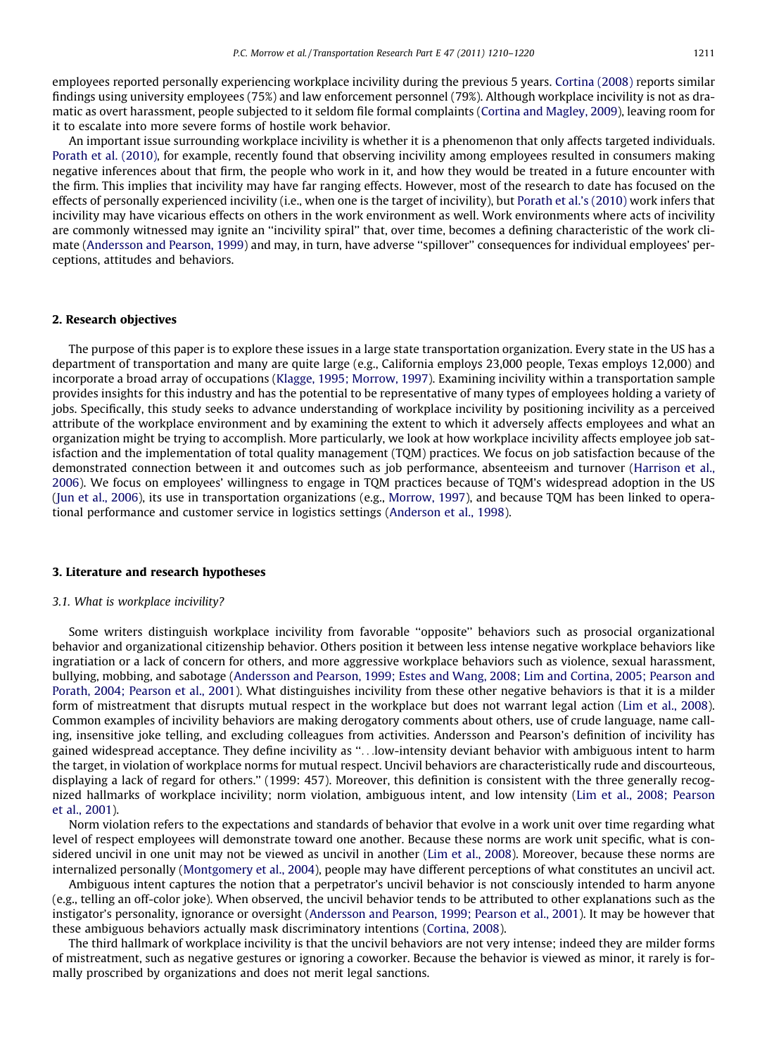employees reported personally experiencing workplace incivility during the previous 5 years. Cortina (2008) reports similar findings using university employees (75%) and law enforcement personnel (79%). Although workplace incivility is not as dramatic as overt harassment, people subjected to it seldom file formal complaints (Cortina and Magley, 2009), leaving room for it to escalate into more severe forms of hostile work behavior.

An important issue surrounding workplace incivility is whether it is a phenomenon that only affects targeted individuals. Porath et al. (2010), for example, recently found that observing incivility among employees resulted in consumers making negative inferences about that firm, the people who work in it, and how they would be treated in a future encounter with the firm. This implies that incivility may have far ranging effects. However, most of the research to date has focused on the effects of personally experienced incivility (i.e., when one is the target of incivility), but Porath et al.'s (2010) work infers that incivility may have vicarious effects on others in the work environment as well. Work environments where acts of incivility are commonly witnessed may ignite an ''incivility spiral'' that, over time, becomes a defining characteristic of the work climate (Andersson and Pearson, 1999) and may, in turn, have adverse ''spillover'' consequences for individual employees' perceptions, attitudes and behaviors.

## 2. Research objectives

The purpose of this paper is to explore these issues in a large state transportation organization. Every state in the US has a department of transportation and many are quite large (e.g., California employs 23,000 people, Texas employs 12,000) and incorporate a broad array of occupations (Klagge, 1995; Morrow, 1997). Examining incivility within a transportation sample provides insights for this industry and has the potential to be representative of many types of employees holding a variety of jobs. Specifically, this study seeks to advance understanding of workplace incivility by positioning incivility as a perceived attribute of the workplace environment and by examining the extent to which it adversely affects employees and what an organization might be trying to accomplish. More particularly, we look at how workplace incivility affects employee job satisfaction and the implementation of total quality management (TQM) practices. We focus on job satisfaction because of the demonstrated connection between it and outcomes such as job performance, absenteeism and turnover (Harrison et al., 2006). We focus on employees' willingness to engage in TQM practices because of TQM's widespread adoption in the US (Jun et al., 2006), its use in transportation organizations (e.g., Morrow, 1997), and because TQM has been linked to operational performance and customer service in logistics settings (Anderson et al., 1998).

## 3. Literature and research hypotheses

### 3.1. What is workplace incivility?

Some writers distinguish workplace incivility from favorable ''opposite'' behaviors such as prosocial organizational behavior and organizational citizenship behavior. Others position it between less intense negative workplace behaviors like ingratiation or a lack of concern for others, and more aggressive workplace behaviors such as violence, sexual harassment, bullying, mobbing, and sabotage (Andersson and Pearson, 1999; Estes and Wang, 2008; Lim and Cortina, 2005; Pearson and Porath, 2004; Pearson et al., 2001). What distinguishes incivility from these other negative behaviors is that it is a milder form of mistreatment that disrupts mutual respect in the workplace but does not warrant legal action (Lim et al., 2008). Common examples of incivility behaviors are making derogatory comments about others, use of crude language, name calling, insensitive joke telling, and excluding colleagues from activities. Andersson and Pearson's definition of incivility has gained widespread acceptance. They define incivility as ''...low-intensity deviant behavior with ambiguous intent to harm the target, in violation of workplace norms for mutual respect. Uncivil behaviors are characteristically rude and discourteous, displaying a lack of regard for others.'' (1999: 457). Moreover, this definition is consistent with the three generally recognized hallmarks of workplace incivility; norm violation, ambiguous intent, and low intensity (Lim et al., 2008; Pearson et al., 2001).

Norm violation refers to the expectations and standards of behavior that evolve in a work unit over time regarding what level of respect employees will demonstrate toward one another. Because these norms are work unit specific, what is considered uncivil in one unit may not be viewed as uncivil in another (Lim et al., 2008). Moreover, because these norms are internalized personally (Montgomery et al., 2004), people may have different perceptions of what constitutes an uncivil act.

Ambiguous intent captures the notion that a perpetrator's uncivil behavior is not consciously intended to harm anyone (e.g., telling an off-color joke). When observed, the uncivil behavior tends to be attributed to other explanations such as the instigator's personality, ignorance or oversight (Andersson and Pearson, 1999; Pearson et al., 2001). It may be however that these ambiguous behaviors actually mask discriminatory intentions (Cortina, 2008).

The third hallmark of workplace incivility is that the uncivil behaviors are not very intense; indeed they are milder forms of mistreatment, such as negative gestures or ignoring a coworker. Because the behavior is viewed as minor, it rarely is formally proscribed by organizations and does not merit legal sanctions.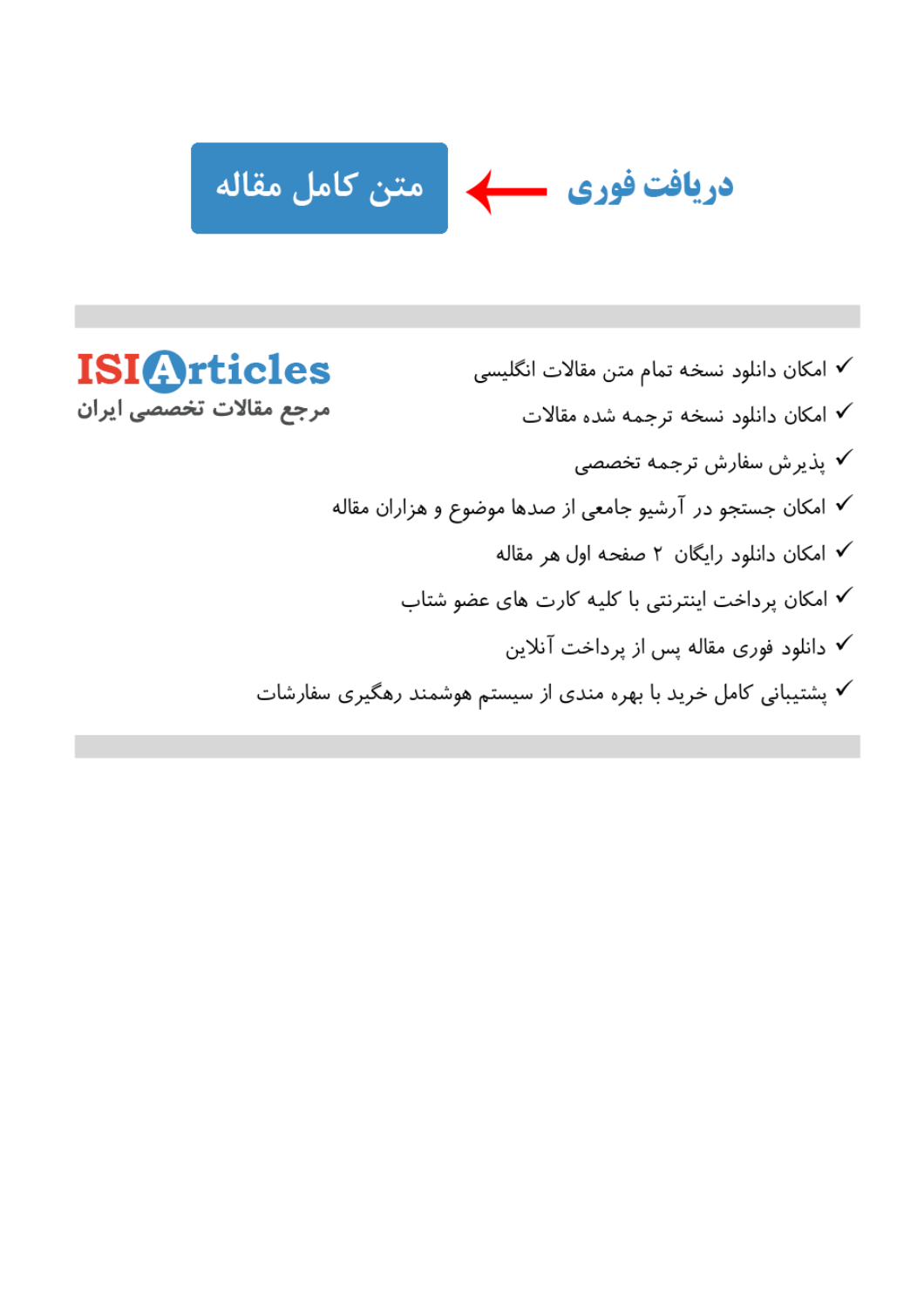دریافت فوری ← متن کامل مقاله

**ISIArticles**
مرجع مقالات تخصصی ایران

- ✓ امکان دانلود نسخه تمام متن مقالات انگلیسی
- ✓ امکان دانلود نسخه ترجمه شده مقالات
- ✓ پذیرش سفارش ترجمه تخصصی
- ✓ امکان جستجو در آرشیو جامعی از صدها موضوع و هزاران مقاله
- ✓ امکان دانلود رایگان ۲ صفحه اول هر مقاله
- ✓ امکان پرداخت اینترنتی با کلیه کارت های عضو شتاب
- ✓ دانلود فوری مقاله پس از پرداخت آنلاین
- ✓ پشتیبانی کامل خرید با بهره مندی از سیستم هوشمند رهگیری سفارشات